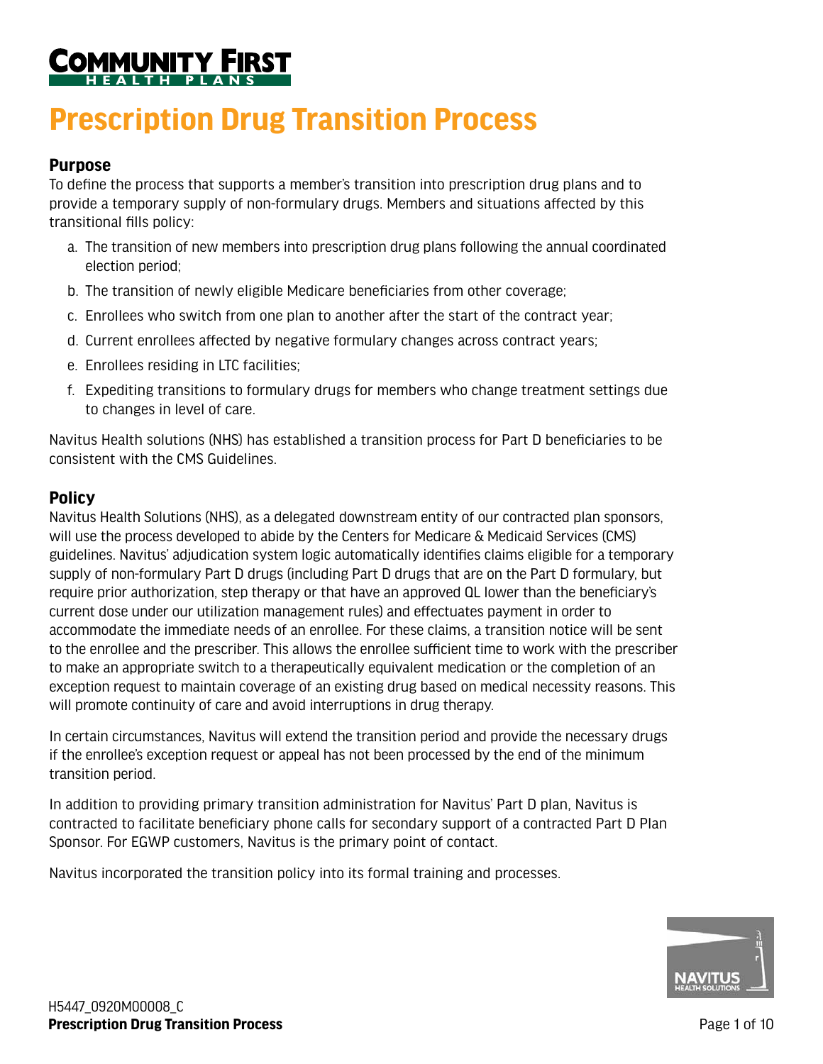# Prescription Drug Transition Process

## Purpose

To define the process that supports a member's transition into prescription drug plans and to provide a temporary supply of non-formulary drugs. Members and situations affected by this transitional fills policy:

a. The transition of new members into prescription drug plans following the annual coordinated election period;

b. The transition of newly eligible Medicare beneficiaries from other coverage;

c. Enrollees who switch from one plan to another after the start of the contract year;

d. Current enrollees affected by negative formulary changes across contract years;

e. Enrollees residing in LTC facilities;

f. Expediting transitions to formulary drugs for members who change treatment settings due to changes in level of care.

Navitus Health solutions (NHS) has established a transition process for Part D beneficiaries to be consistent with the CMS Guidelines.

## Policy

Navitus Health Solutions (NHS), as a delegated downstream entity of our contracted plan sponsors, will use the process developed to abide by the Centers for Medicare & Medicaid Services (CMS) guidelines. Navitus' adjudication system logic automatically identifies claims eligible for a temporary supply of non-formulary Part D drugs (including Part D drugs that are on the Part D formulary, but require prior authorization, step therapy or that have an approved QL lower than the beneficiary's current dose under our utilization management rules) and effectuates payment in order to accommodate the immediate needs of an enrollee. For these claims, a transition notice will be sent to the enrollee and the prescriber. This allows the enrollee sufficient time to work with the prescriber to make an appropriate switch to a therapeutically equivalent medication or the completion of an exception request to maintain coverage of an existing drug based on medical necessity reasons. This will promote continuity of care and avoid interruptions in drug therapy.

In certain circumstances, Navitus will extend the transition period and provide the necessary drugs if the enrollee's exception request or appeal has not been processed by the end of the minimum transition period.

In addition to providing primary transition administration for Navitus' Part D plan, Navitus is contracted to facilitate beneficiary phone calls for secondary support of a contracted Part D Plan Sponsor. For EGWP customers, Navitus is the primary point of contact.

Navitus incorporated the transition policy into its formal training and processes.

H5447_0920M00008_C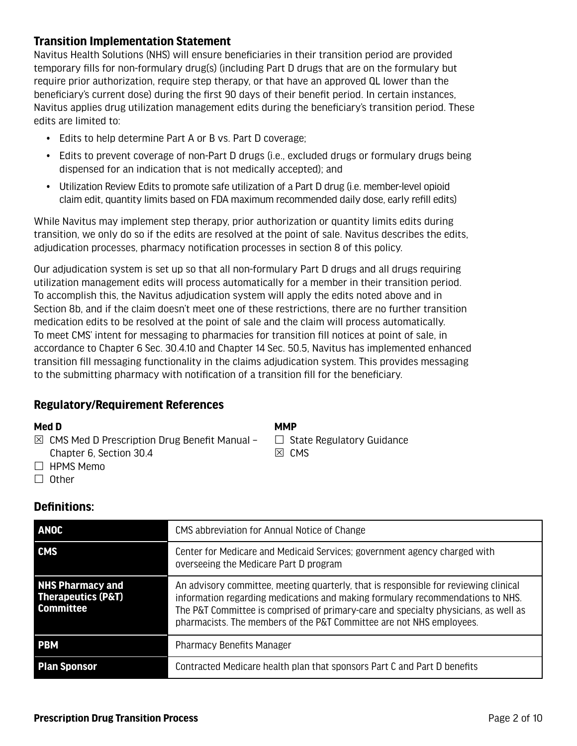## Transition Implementation Statement

Navitus Health Solutions (NHS) will ensure beneficiaries in their transition period are provided temporary fills for non-formulary drug(s) (including Part D drugs that are on the formulary but require prior authorization, require step therapy, or that have an approved QL lower than the beneficiary's current dose) during the first 90 days of their benefit period. In certain instances, Navitus applies drug utilization management edits during the beneficiary's transition period. These edits are limited to:

- Edits to help determine Part A or B vs. Part D coverage;
- Edits to prevent coverage of non-Part D drugs (i.e., excluded drugs or formulary drugs being dispensed for an indication that is not medically accepted); and
- Utilization Review Edits to promote safe utilization of a Part D drug (i.e. member-level opioid claim edit, quantity limits based on FDA maximum recommended daily dose, early refill edits)

While Navitus may implement step therapy, prior authorization or quantity limits edits during transition, we only do so if the edits are resolved at the point of sale. Navitus describes the edits, adjudication processes, pharmacy notification processes in section 8 of this policy.

Our adjudication system is set up so that all non-formulary Part D drugs and all drugs requiring utilization management edits will process automatically for a member in their transition period. To accomplish this, the Navitus adjudication system will apply the edits noted above and in Section 8b, and if the claim doesn't meet one of these restrictions, there are no further transition medication edits to be resolved at the point of sale and the claim will process automatically. To meet CMS' intent for messaging to pharmacies for transition fill notices at point of sale, in accordance to Chapter 6 Sec. 30.4.10 and Chapter 14 Sec. 50.5, Navitus has implemented enhanced transition fill messaging functionality in the claims adjudication system. This provides messaging to the submitting pharmacy with notification of a transition fill for the beneficiary.

## Regulatory/Requirement References

**Med D**

- ☒ CMS Med D Prescription Drug Benefit Manual – Chapter 6, Section 30.4
- ☐ HPMS Memo
- ☐ Other

**MMP**

- ☐ State Regulatory Guidance
- ☒ CMS

## Definitions:

| | |
|---|---|
| **ANOC** | CMS abbreviation for Annual Notice of Change |
| **CMS** | Center for Medicare and Medicaid Services; government agency charged with overseeing the Medicare Part D program |
| **NHS Pharmacy and Therapeutics (P&T) Committee** | An advisory committee, meeting quarterly, that is responsible for reviewing clinical information regarding medications and making formulary recommendations to NHS. The P&T Committee is comprised of primary-care and specialty physicians, as well as pharmacists. The members of the P&T Committee are not NHS employees. |
| **PBM** | Pharmacy Benefits Manager |
| **Plan Sponsor** | Contracted Medicare health plan that sponsors Part C and Part D benefits |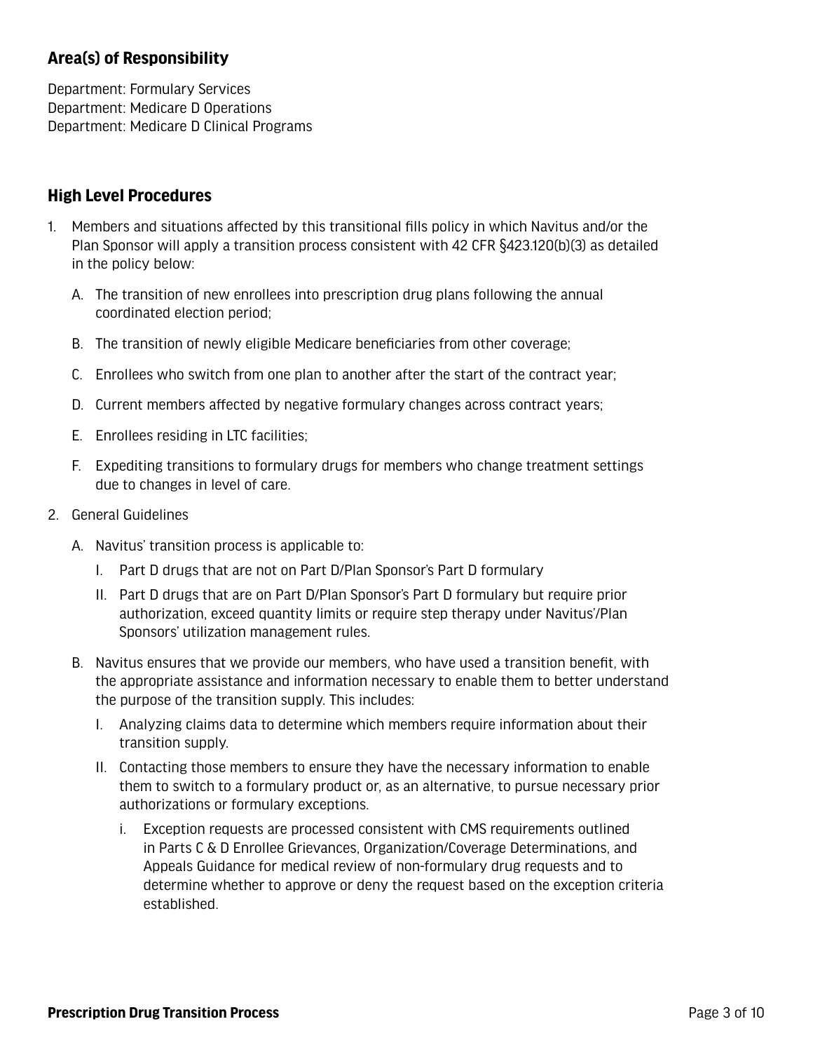## Area(s) of Responsibility

Department: Formulary Services
Department: Medicare D Operations
Department: Medicare D Clinical Programs

## High Level Procedures

1. Members and situations affected by this transitional fills policy in which Navitus and/or the Plan Sponsor will apply a transition process consistent with 42 CFR §423.120(b)(3) as detailed in the policy below:

   A. The transition of new enrollees into prescription drug plans following the annual coordinated election period;

   B. The transition of newly eligible Medicare beneficiaries from other coverage;

   C. Enrollees who switch from one plan to another after the start of the contract year;

   D. Current members affected by negative formulary changes across contract years;

   E. Enrollees residing in LTC facilities;

   F. Expediting transitions to formulary drugs for members who change treatment settings due to changes in level of care.

2. General Guidelines

   A. Navitus' transition process is applicable to:

      I. Part D drugs that are not on Part D/Plan Sponsor's Part D formulary

      II. Part D drugs that are on Part D/Plan Sponsor's Part D formulary but require prior authorization, exceed quantity limits or require step therapy under Navitus'/Plan Sponsors' utilization management rules.

   B. Navitus ensures that we provide our members, who have used a transition benefit, with the appropriate assistance and information necessary to enable them to better understand the purpose of the transition supply. This includes:

      I. Analyzing claims data to determine which members require information about their transition supply.

      II. Contacting those members to ensure they have the necessary information to enable them to switch to a formulary product or, as an alternative, to pursue necessary prior authorizations or formulary exceptions.

         i. Exception requests are processed consistent with CMS requirements outlined in Parts C & D Enrollee Grievances, Organization/Coverage Determinations, and Appeals Guidance for medical review of non-formulary drug requests and to determine whether to approve or deny the request based on the exception criteria established.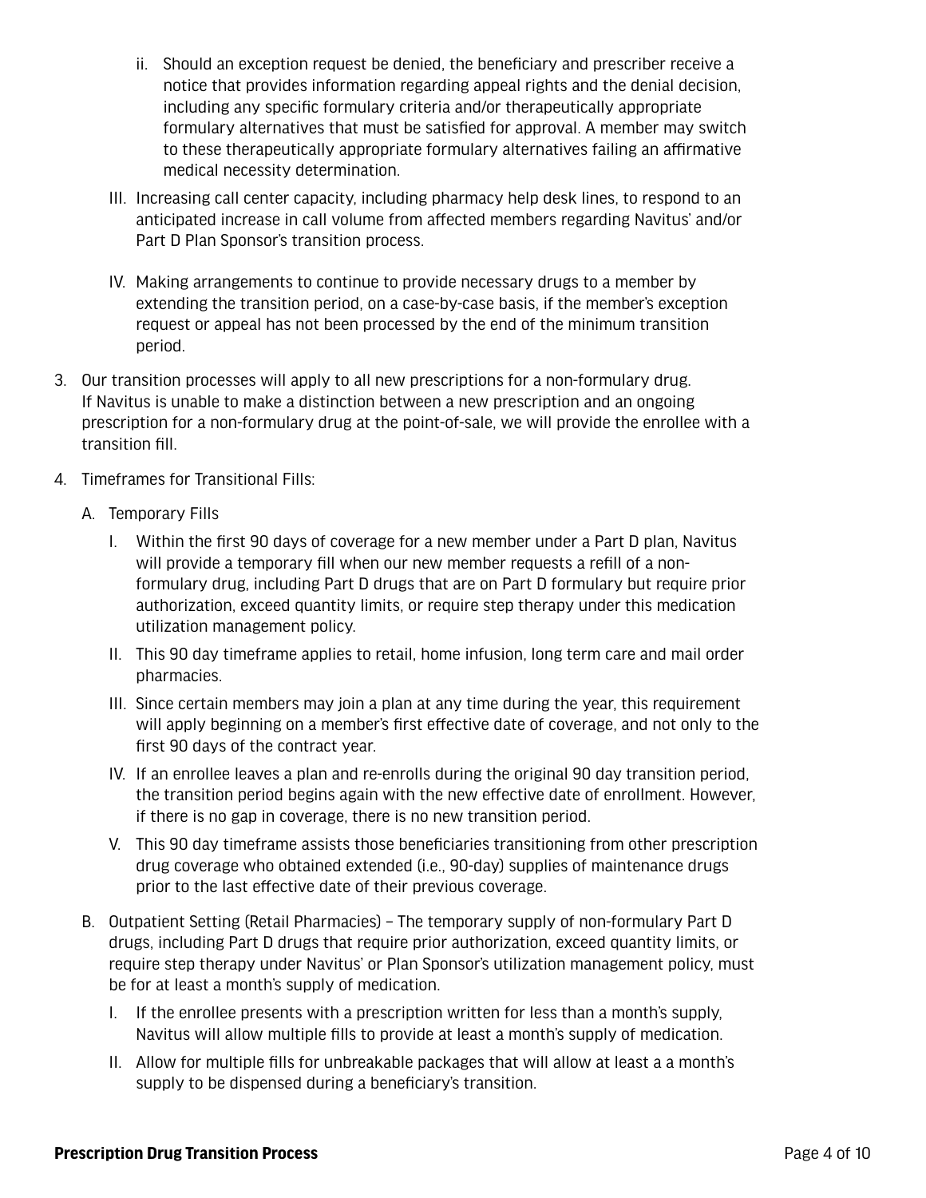ii. Should an exception request be denied, the beneficiary and prescriber receive a notice that provides information regarding appeal rights and the denial decision, including any specific formulary criteria and/or therapeutically appropriate formulary alternatives that must be satisfied for approval. A member may switch to these therapeutically appropriate formulary alternatives failing an affirmative medical necessity determination.

III. Increasing call center capacity, including pharmacy help desk lines, to respond to an anticipated increase in call volume from affected members regarding Navitus' and/or Part D Plan Sponsor's transition process.

IV. Making arrangements to continue to provide necessary drugs to a member by extending the transition period, on a case-by-case basis, if the member's exception request or appeal has not been processed by the end of the minimum transition period.

3. Our transition processes will apply to all new prescriptions for a non-formulary drug. If Navitus is unable to make a distinction between a new prescription and an ongoing prescription for a non-formulary drug at the point-of-sale, we will provide the enrollee with a transition fill.

4. Timeframes for Transitional Fills:

   A. Temporary Fills

      I. Within the first 90 days of coverage for a new member under a Part D plan, Navitus will provide a temporary fill when our new member requests a refill of a non-formulary drug, including Part D drugs that are on Part D formulary but require prior authorization, exceed quantity limits, or require step therapy under this medication utilization management policy.

      II. This 90 day timeframe applies to retail, home infusion, long term care and mail order pharmacies.

      III. Since certain members may join a plan at any time during the year, this requirement will apply beginning on a member's first effective date of coverage, and not only to the first 90 days of the contract year.

      IV. If an enrollee leaves a plan and re-enrolls during the original 90 day transition period, the transition period begins again with the new effective date of enrollment. However, if there is no gap in coverage, there is no new transition period.

      V. This 90 day timeframe assists those beneficiaries transitioning from other prescription drug coverage who obtained extended (i.e., 90-day) supplies of maintenance drugs prior to the last effective date of their previous coverage.

   B. Outpatient Setting (Retail Pharmacies) – The temporary supply of non-formulary Part D drugs, including Part D drugs that require prior authorization, exceed quantity limits, or require step therapy under Navitus' or Plan Sponsor's utilization management policy, must be for at least a month's supply of medication.

      I. If the enrollee presents with a prescription written for less than a month's supply, Navitus will allow multiple fills to provide at least a month's supply of medication.

      II. Allow for multiple fills for unbreakable packages that will allow at least a a month's supply to be dispensed during a beneficiary's transition.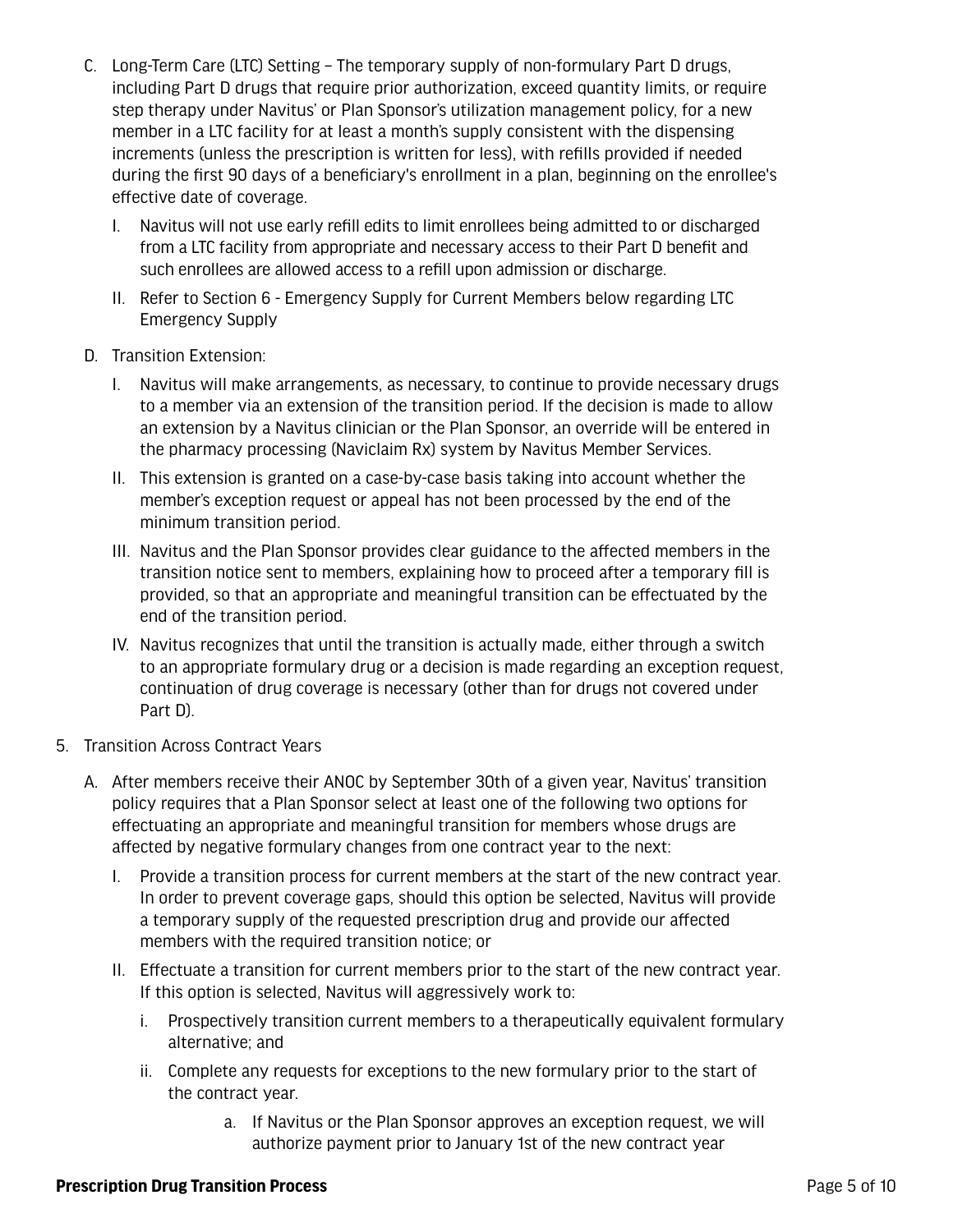C. Long-Term Care (LTC) Setting – The temporary supply of non-formulary Part D drugs, including Part D drugs that require prior authorization, exceed quantity limits, or require step therapy under Navitus' or Plan Sponsor's utilization management policy, for a new member in a LTC facility for at least a month's supply consistent with the dispensing increments (unless the prescription is written for less), with refills provided if needed during the first 90 days of a beneficiary's enrollment in a plan, beginning on the enrollee's effective date of coverage.

   I. Navitus will not use early refill edits to limit enrollees being admitted to or discharged from a LTC facility from appropriate and necessary access to their Part D benefit and such enrollees are allowed access to a refill upon admission or discharge.

   II. Refer to Section 6 - Emergency Supply for Current Members below regarding LTC Emergency Supply

D. Transition Extension:

   I. Navitus will make arrangements, as necessary, to continue to provide necessary drugs to a member via an extension of the transition period. If the decision is made to allow an extension by a Navitus clinician or the Plan Sponsor, an override will be entered in the pharmacy processing (Naviclaim Rx) system by Navitus Member Services.

   II. This extension is granted on a case-by-case basis taking into account whether the member's exception request or appeal has not been processed by the end of the minimum transition period.

   III. Navitus and the Plan Sponsor provides clear guidance to the affected members in the transition notice sent to members, explaining how to proceed after a temporary fill is provided, so that an appropriate and meaningful transition can be effectuated by the end of the transition period.

   IV. Navitus recognizes that until the transition is actually made, either through a switch to an appropriate formulary drug or a decision is made regarding an exception request, continuation of drug coverage is necessary (other than for drugs not covered under Part D).

5. Transition Across Contract Years

   A. After members receive their ANOC by September 30th of a given year, Navitus' transition policy requires that a Plan Sponsor select at least one of the following two options for effectuating an appropriate and meaningful transition for members whose drugs are affected by negative formulary changes from one contract year to the next:

      I. Provide a transition process for current members at the start of the new contract year. In order to prevent coverage gaps, should this option be selected, Navitus will provide a temporary supply of the requested prescription drug and provide our affected members with the required transition notice; or

      II. Effectuate a transition for current members prior to the start of the new contract year. If this option is selected, Navitus will aggressively work to:

         i. Prospectively transition current members to a therapeutically equivalent formulary alternative; and

         ii. Complete any requests for exceptions to the new formulary prior to the start of the contract year.

            a. If Navitus or the Plan Sponsor approves an exception request, we will authorize payment prior to January 1st of the new contract year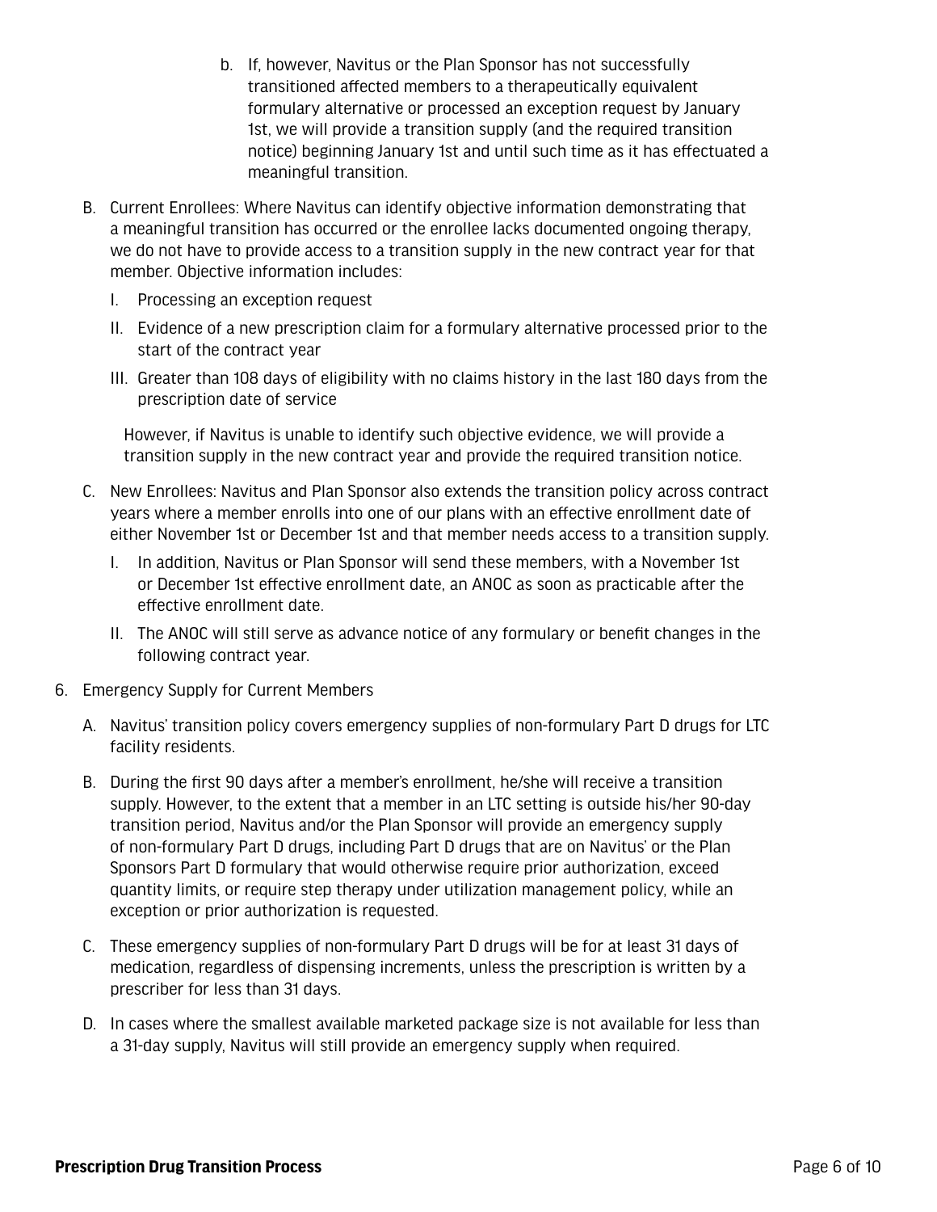b. If, however, Navitus or the Plan Sponsor has not successfully transitioned affected members to a therapeutically equivalent formulary alternative or processed an exception request by January 1st, we will provide a transition supply (and the required transition notice) beginning January 1st and until such time as it has effectuated a meaningful transition.

B. Current Enrollees: Where Navitus can identify objective information demonstrating that a meaningful transition has occurred or the enrollee lacks documented ongoing therapy, we do not have to provide access to a transition supply in the new contract year for that member. Objective information includes:

   I. Processing an exception request

   II. Evidence of a new prescription claim for a formulary alternative processed prior to the start of the contract year

   III. Greater than 108 days of eligibility with no claims history in the last 180 days from the prescription date of service

   However, if Navitus is unable to identify such objective evidence, we will provide a transition supply in the new contract year and provide the required transition notice.

C. New Enrollees: Navitus and Plan Sponsor also extends the transition policy across contract years where a member enrolls into one of our plans with an effective enrollment date of either November 1st or December 1st and that member needs access to a transition supply.

   I. In addition, Navitus or Plan Sponsor will send these members, with a November 1st or December 1st effective enrollment date, an ANOC as soon as practicable after the effective enrollment date.

   II. The ANOC will still serve as advance notice of any formulary or benefit changes in the following contract year.

6. Emergency Supply for Current Members

   A. Navitus' transition policy covers emergency supplies of non-formulary Part D drugs for LTC facility residents.

   B. During the first 90 days after a member's enrollment, he/she will receive a transition supply. However, to the extent that a member in an LTC setting is outside his/her 90-day transition period, Navitus and/or the Plan Sponsor will provide an emergency supply of non-formulary Part D drugs, including Part D drugs that are on Navitus' or the Plan Sponsors Part D formulary that would otherwise require prior authorization, exceed quantity limits, or require step therapy under utilization management policy, while an exception or prior authorization is requested.

   C. These emergency supplies of non-formulary Part D drugs will be for at least 31 days of medication, regardless of dispensing increments, unless the prescription is written by a prescriber for less than 31 days.

   D. In cases where the smallest available marketed package size is not available for less than a 31-day supply, Navitus will still provide an emergency supply when required.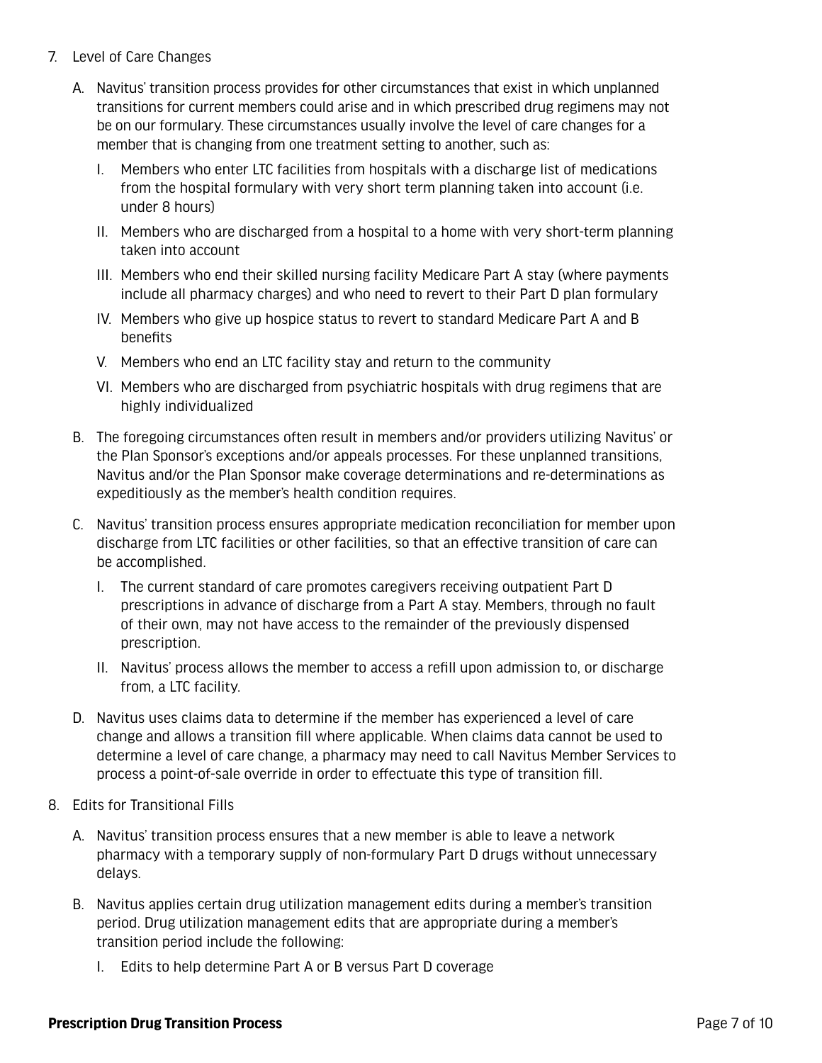7. Level of Care Changes

   A. Navitus' transition process provides for other circumstances that exist in which unplanned transitions for current members could arise and in which prescribed drug regimens may not be on our formulary. These circumstances usually involve the level of care changes for a member that is changing from one treatment setting to another, such as:

      I. Members who enter LTC facilities from hospitals with a discharge list of medications from the hospital formulary with very short term planning taken into account (i.e. under 8 hours)

      II. Members who are discharged from a hospital to a home with very short-term planning taken into account

      III. Members who end their skilled nursing facility Medicare Part A stay (where payments include all pharmacy charges) and who need to revert to their Part D plan formulary

      IV. Members who give up hospice status to revert to standard Medicare Part A and B benefits

      V. Members who end an LTC facility stay and return to the community

      VI. Members who are discharged from psychiatric hospitals with drug regimens that are highly individualized

   B. The foregoing circumstances often result in members and/or providers utilizing Navitus' or the Plan Sponsor's exceptions and/or appeals processes. For these unplanned transitions, Navitus and/or the Plan Sponsor make coverage determinations and re-determinations as expeditiously as the member's health condition requires.

   C. Navitus' transition process ensures appropriate medication reconciliation for member upon discharge from LTC facilities or other facilities, so that an effective transition of care can be accomplished.

      I. The current standard of care promotes caregivers receiving outpatient Part D prescriptions in advance of discharge from a Part A stay. Members, through no fault of their own, may not have access to the remainder of the previously dispensed prescription.

      II. Navitus' process allows the member to access a refill upon admission to, or discharge from, a LTC facility.

   D. Navitus uses claims data to determine if the member has experienced a level of care change and allows a transition fill where applicable. When claims data cannot be used to determine a level of care change, a pharmacy may need to call Navitus Member Services to process a point-of-sale override in order to effectuate this type of transition fill.

8. Edits for Transitional Fills

   A. Navitus' transition process ensures that a new member is able to leave a network pharmacy with a temporary supply of non-formulary Part D drugs without unnecessary delays.

   B. Navitus applies certain drug utilization management edits during a member's transition period. Drug utilization management edits that are appropriate during a member's transition period include the following:

      I. Edits to help determine Part A or B versus Part D coverage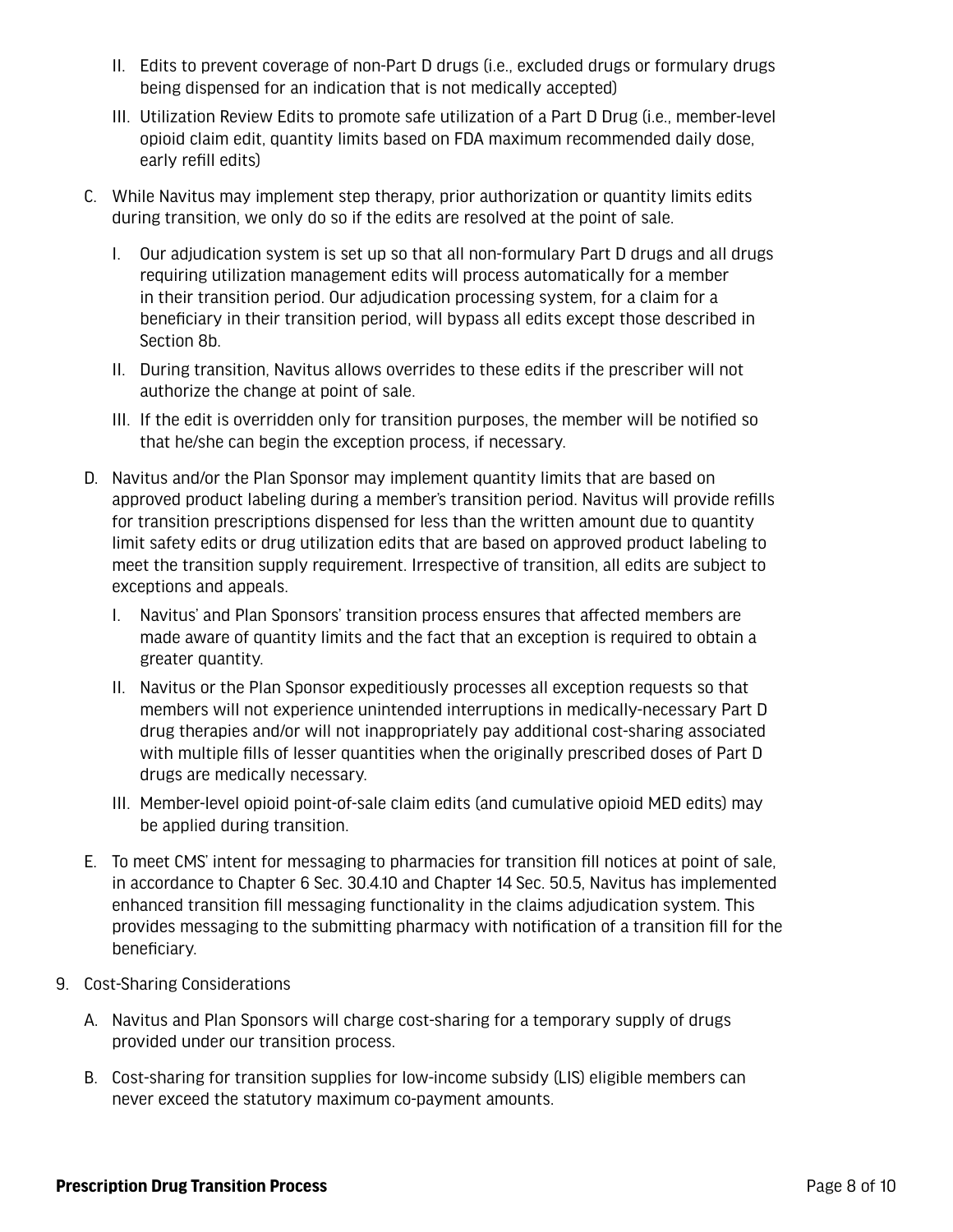II. Edits to prevent coverage of non-Part D drugs (i.e., excluded drugs or formulary drugs being dispensed for an indication that is not medically accepted)

III. Utilization Review Edits to promote safe utilization of a Part D Drug (i.e., member-level opioid claim edit, quantity limits based on FDA maximum recommended daily dose, early refill edits)

C. While Navitus may implement step therapy, prior authorization or quantity limits edits during transition, we only do so if the edits are resolved at the point of sale.

I. Our adjudication system is set up so that all non-formulary Part D drugs and all drugs requiring utilization management edits will process automatically for a member in their transition period. Our adjudication processing system, for a claim for a beneficiary in their transition period, will bypass all edits except those described in Section 8b.

II. During transition, Navitus allows overrides to these edits if the prescriber will not authorize the change at point of sale.

III. If the edit is overridden only for transition purposes, the member will be notified so that he/she can begin the exception process, if necessary.

D. Navitus and/or the Plan Sponsor may implement quantity limits that are based on approved product labeling during a member's transition period. Navitus will provide refills for transition prescriptions dispensed for less than the written amount due to quantity limit safety edits or drug utilization edits that are based on approved product labeling to meet the transition supply requirement. Irrespective of transition, all edits are subject to exceptions and appeals.

I. Navitus' and Plan Sponsors' transition process ensures that affected members are made aware of quantity limits and the fact that an exception is required to obtain a greater quantity.

II. Navitus or the Plan Sponsor expeditiously processes all exception requests so that members will not experience unintended interruptions in medically-necessary Part D drug therapies and/or will not inappropriately pay additional cost-sharing associated with multiple fills of lesser quantities when the originally prescribed doses of Part D drugs are medically necessary.

III. Member-level opioid point-of-sale claim edits (and cumulative opioid MED edits) may be applied during transition.

E. To meet CMS' intent for messaging to pharmacies for transition fill notices at point of sale, in accordance to Chapter 6 Sec. 30.4.10 and Chapter 14 Sec. 50.5, Navitus has implemented enhanced transition fill messaging functionality in the claims adjudication system. This provides messaging to the submitting pharmacy with notification of a transition fill for the beneficiary.

9. Cost-Sharing Considerations

A. Navitus and Plan Sponsors will charge cost-sharing for a temporary supply of drugs provided under our transition process.

B. Cost-sharing for transition supplies for low-income subsidy (LIS) eligible members can never exceed the statutory maximum co-payment amounts.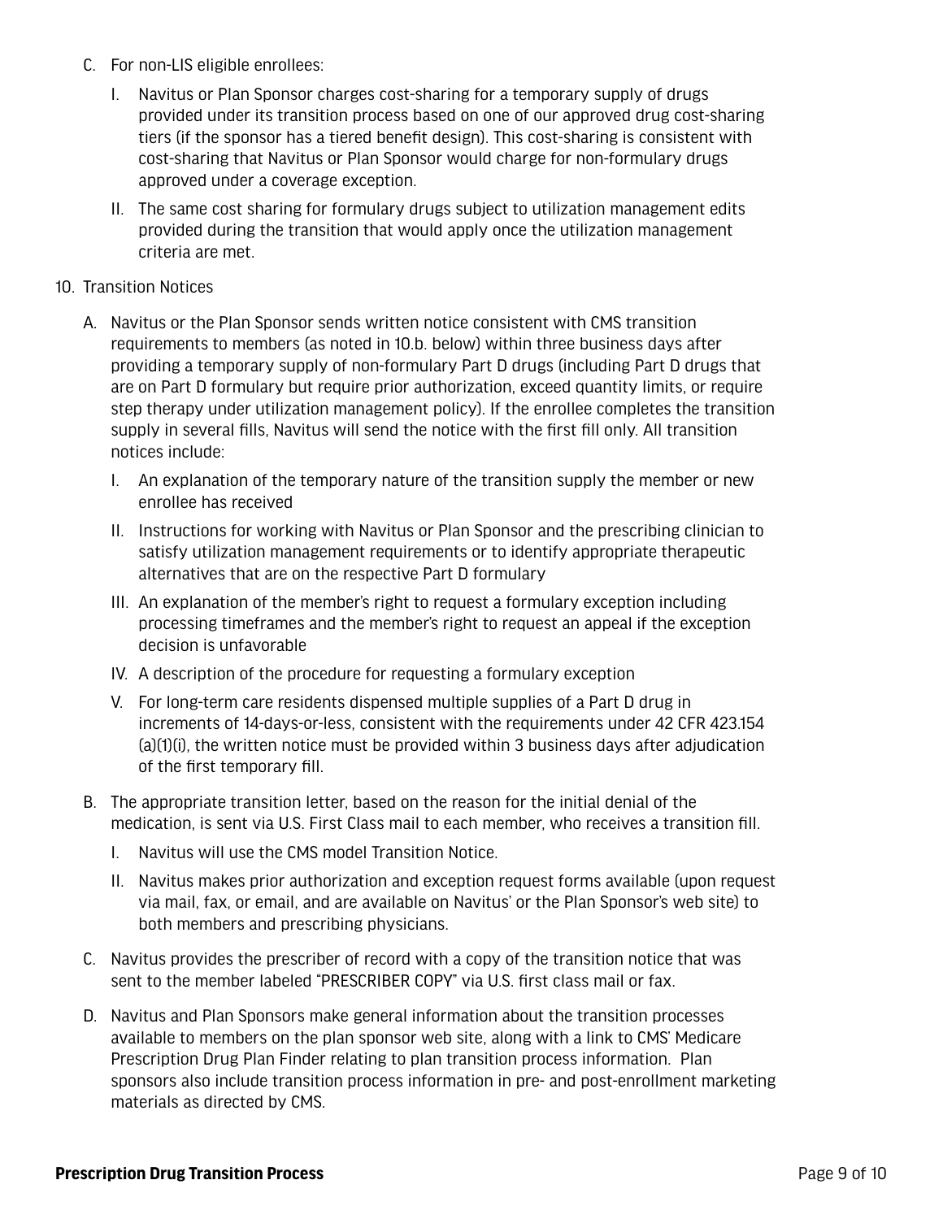C. For non-LIS eligible enrollees:

   I. Navitus or Plan Sponsor charges cost-sharing for a temporary supply of drugs provided under its transition process based on one of our approved drug cost-sharing tiers (if the sponsor has a tiered benefit design). This cost-sharing is consistent with cost-sharing that Navitus or Plan Sponsor would charge for non-formulary drugs approved under a coverage exception.

   II. The same cost sharing for formulary drugs subject to utilization management edits provided during the transition that would apply once the utilization management criteria are met.

10. Transition Notices

   A. Navitus or the Plan Sponsor sends written notice consistent with CMS transition requirements to members (as noted in 10.b. below) within three business days after providing a temporary supply of non-formulary Part D drugs (including Part D drugs that are on Part D formulary but require prior authorization, exceed quantity limits, or require step therapy under utilization management policy). If the enrollee completes the transition supply in several fills, Navitus will send the notice with the first fill only. All transition notices include:

      I. An explanation of the temporary nature of the transition supply the member or new enrollee has received

      II. Instructions for working with Navitus or Plan Sponsor and the prescribing clinician to satisfy utilization management requirements or to identify appropriate therapeutic alternatives that are on the respective Part D formulary

      III. An explanation of the member's right to request a formulary exception including processing timeframes and the member's right to request an appeal if the exception decision is unfavorable

      IV. A description of the procedure for requesting a formulary exception

      V. For long-term care residents dispensed multiple supplies of a Part D drug in increments of 14-days-or-less, consistent with the requirements under 42 CFR 423.154 (a)(1)(i), the written notice must be provided within 3 business days after adjudication of the first temporary fill.

   B. The appropriate transition letter, based on the reason for the initial denial of the medication, is sent via U.S. First Class mail to each member, who receives a transition fill.

      I. Navitus will use the CMS model Transition Notice.

      II. Navitus makes prior authorization and exception request forms available (upon request via mail, fax, or email, and are available on Navitus' or the Plan Sponsor's web site) to both members and prescribing physicians.

   C. Navitus provides the prescriber of record with a copy of the transition notice that was sent to the member labeled "PRESCRIBER COPY" via U.S. first class mail or fax.

   D. Navitus and Plan Sponsors make general information about the transition processes available to members on the plan sponsor web site, along with a link to CMS' Medicare Prescription Drug Plan Finder relating to plan transition process information. Plan sponsors also include transition process information in pre- and post-enrollment marketing materials as directed by CMS.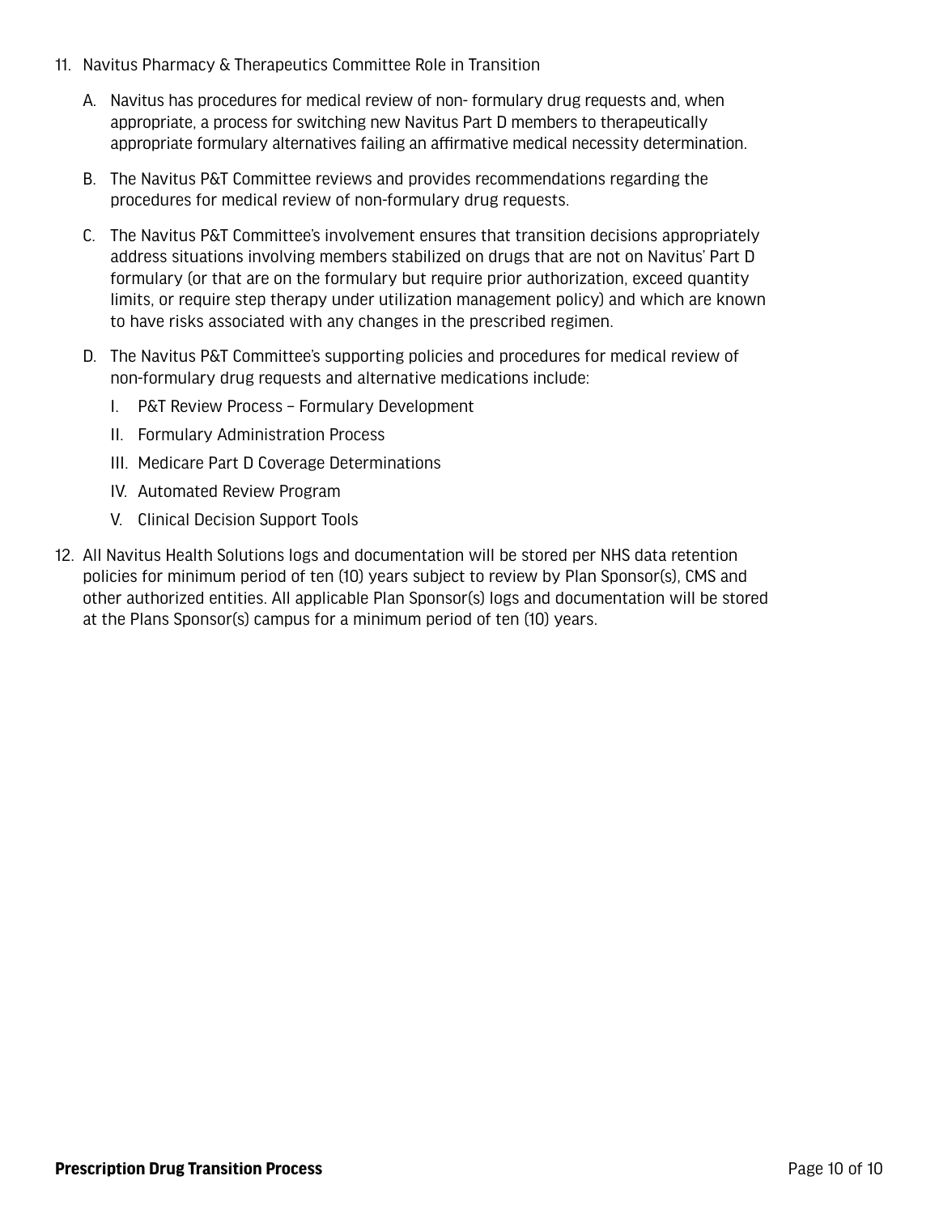11. Navitus Pharmacy & Therapeutics Committee Role in Transition

    A. Navitus has procedures for medical review of non- formulary drug requests and, when appropriate, a process for switching new Navitus Part D members to therapeutically appropriate formulary alternatives failing an affirmative medical necessity determination.

    B. The Navitus P&T Committee reviews and provides recommendations regarding the procedures for medical review of non-formulary drug requests.

    C. The Navitus P&T Committee's involvement ensures that transition decisions appropriately address situations involving members stabilized on drugs that are not on Navitus' Part D formulary (or that are on the formulary but require prior authorization, exceed quantity limits, or require step therapy under utilization management policy) and which are known to have risks associated with any changes in the prescribed regimen.

    D. The Navitus P&T Committee's supporting policies and procedures for medical review of non-formulary drug requests and alternative medications include:

       I. P&T Review Process – Formulary Development

       II. Formulary Administration Process

       III. Medicare Part D Coverage Determinations

       IV. Automated Review Program

       V. Clinical Decision Support Tools

12. All Navitus Health Solutions logs and documentation will be stored per NHS data retention policies for minimum period of ten (10) years subject to review by Plan Sponsor(s), CMS and other authorized entities. All applicable Plan Sponsor(s) logs and documentation will be stored at the Plans Sponsor(s) campus for a minimum period of ten (10) years.